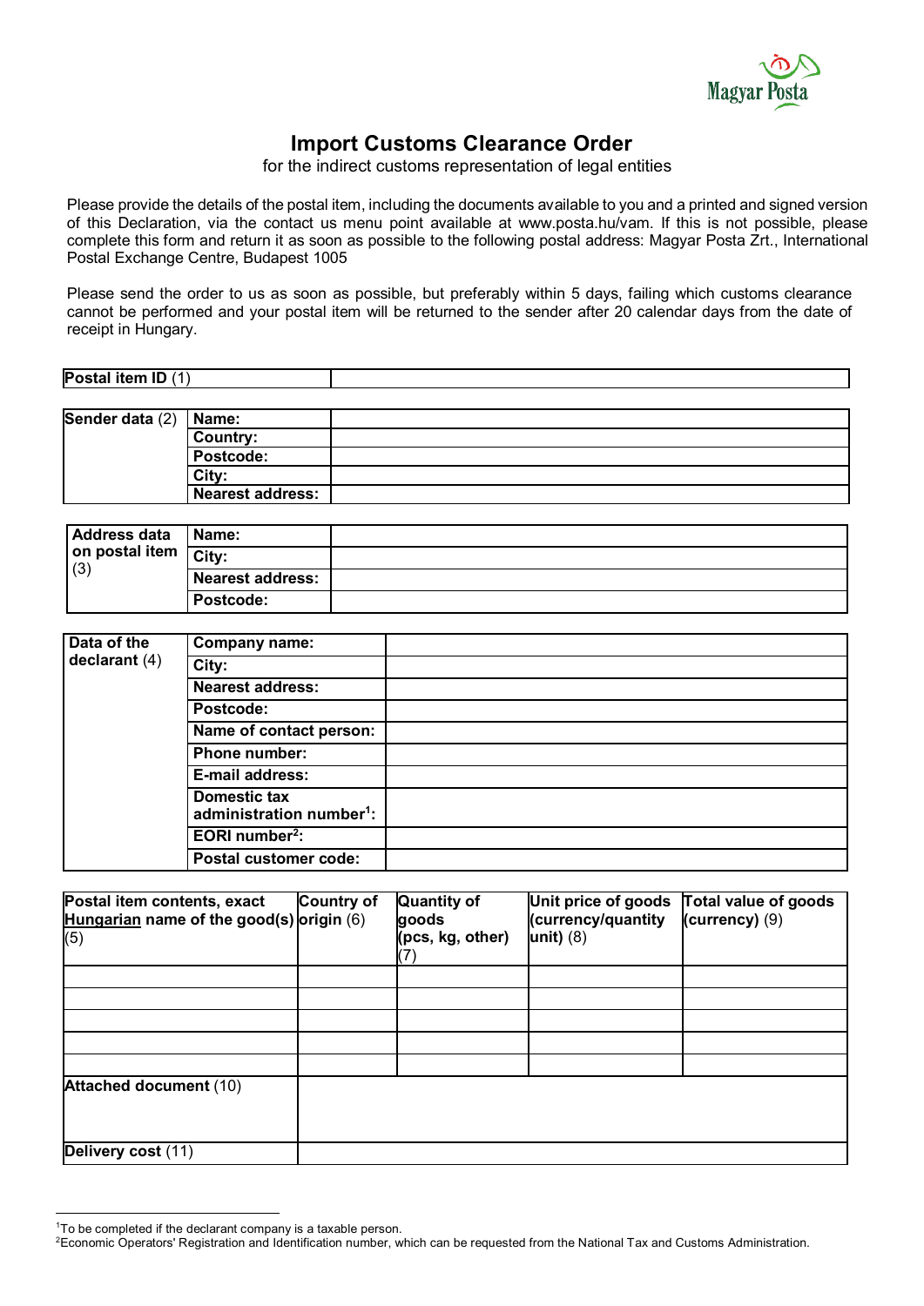# Import Customs Clearance Order

for the indirect customs representation of legal entities

Please provide the details of the postal item, including the documents available to you and a printed and signed version of this Declaration, via the contact us menu point available at www.posta.hu/vam. If this is not possible, please complete this form and return it as soon as possible to the following postal address: Magyar Posta Zrt., International Postal Exchange Centre, Budapest 1005

Please send the order to us as soon as possible, but preferably within 5 days, failing which customs clearance cannot be performed and your postal item will be returned to the sender after 20 calendar days from the date of receipt in Hungary.

| **Postal item ID** (1) | |
|---|---|

| **Sender data** (2) | **Name:** | |
|---|---|---|
| | **Country:** | |
| | **Postcode:** | |
| | **City:** | |
| | **Nearest address:** | |

| **Address data on postal item** (3) | **Name:** | |
|---|---|---|
| | **City:** | |
| | **Nearest address:** | |
| | **Postcode:** | |

| **Data of the declarant** (4) | **Company name:** | |
|---|---|---|
| | **City:** | |
| | **Nearest address:** | |
| | **Postcode:** | |
| | **Name of contact person:** | |
| | **Phone number:** | |
| | **E-mail address:** | |
| | **Domestic tax administration number**[1]**:** | |
| | **EORI number**[2]**:** | |
| | **Postal customer code:** | |

| **Postal item contents, exact Hungarian name of the good(s)** (5) | **Country of origin** (6) | **Quantity of goods (pcs, kg, other)** (7) | **Unit price of goods (currency/quantity unit)** (8) | **Total value of goods (currency)** (9) |
|---|---|---|---|---|
| | | | | |
| | | | | |
| | | | | |
| | | | | |
| | | | | |
| **Attached document** (10) | | | | |
| **Delivery cost** (11) | | | | |

[1]To be completed if the declarant company is a taxable person.

[2]Economic Operators' Registration and Identification number, which can be requested from the National Tax and Customs Administration.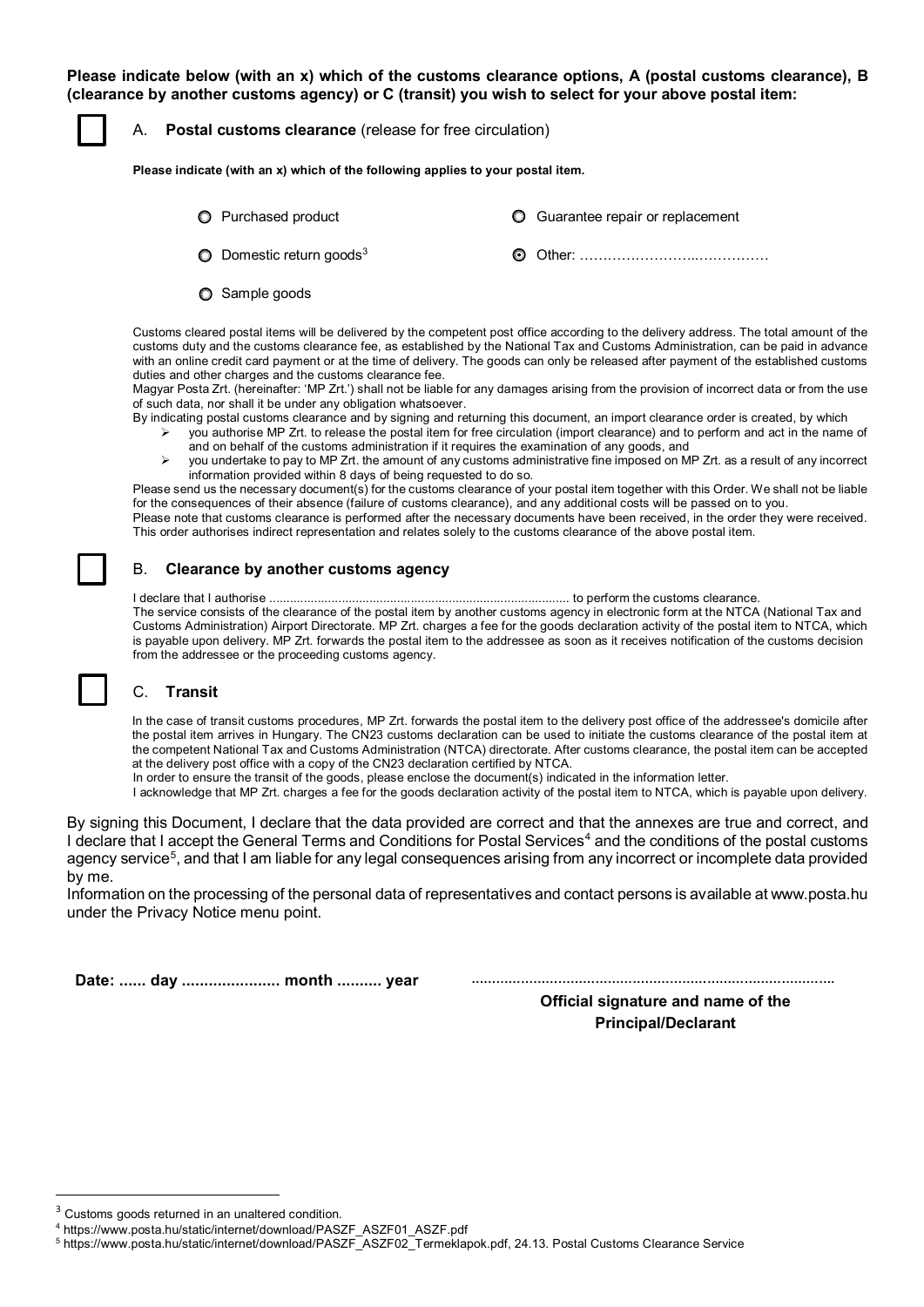**Please indicate below (with an x) which of the customs clearance options, A (postal customs clearance), B (clearance by another customs agency) or C (transit) you wish to select for your above postal item:**

☐ A. **Postal customs clearance** (release for free circulation)

**Please indicate (with an x) which of the following applies to your postal item.**

- ○ Purchased product
- ○ Guarantee repair or replacement
- ○ Domestic return goods[3]
- ⊙ Other: ……………………..……………
- ○ Sample goods

Customs cleared postal items will be delivered by the competent post office according to the delivery address. The total amount of the customs duty and the customs clearance fee, as established by the National Tax and Customs Administration, can be paid in advance with an online credit card payment or at the time of delivery. The goods can only be released after payment of the established customs duties and other charges and the customs clearance fee.

Magyar Posta Zrt. (hereinafter: 'MP Zrt.') shall not be liable for any damages arising from the provision of incorrect data or from the use of such data, nor shall it be under any obligation whatsoever.

By indicating postal customs clearance and by signing and returning this document, an import clearance order is created, by which

- you authorise MP Zrt. to release the postal item for free circulation (import clearance) and to perform and act in the name of and on behalf of the customs administration if it requires the examination of any goods, and
- you undertake to pay to MP Zrt. the amount of any customs administrative fine imposed on MP Zrt. as a result of any incorrect information provided within 8 days of being requested to do so.

Please send us the necessary document(s) for the customs clearance of your postal item together with this Order. We shall not be liable for the consequences of their absence (failure of customs clearance), and any additional costs will be passed on to you.

Please note that customs clearance is performed after the necessary documents have been received, in the order they were received.

This order authorises indirect representation and relates solely to the customs clearance of the above postal item.

☐ B. **Clearance by another customs agency**

I declare that I authorise ..................................................................................... to perform the customs clearance.

The service consists of the clearance of the postal item by another customs agency in electronic form at the NTCA (National Tax and Customs Administration) Airport Directorate. MP Zrt. charges a fee for the goods declaration activity of the postal item to NTCA, which is payable upon delivery. MP Zrt. forwards the postal item to the addressee as soon as it receives notification of the customs decision from the addressee or the proceeding customs agency.

☐ C. **Transit**

In the case of transit customs procedures, MP Zrt. forwards the postal item to the delivery post office of the addressee's domicile after the postal item arrives in Hungary. The CN23 customs declaration can be used to initiate the customs clearance of the postal item at the competent National Tax and Customs Administration (NTCA) directorate. After customs clearance, the postal item can be accepted at the delivery post office with a copy of the CN23 declaration certified by NTCA.

In order to ensure the transit of the goods, please enclose the document(s) indicated in the information letter.

I acknowledge that MP Zrt. charges a fee for the goods declaration activity of the postal item to NTCA, which is payable upon delivery.

By signing this Document, I declare that the data provided are correct and that the annexes are true and correct, and I declare that I accept the General Terms and Conditions for Postal Services[4] and the conditions of the postal customs agency service[5], and that I am liable for any legal consequences arising from any incorrect or incomplete data provided by me.

Information on the processing of the personal data of representatives and contact persons is available at www.posta.hu under the Privacy Notice menu point.

**Date: ...... day ..................... month .......... year**

.....................................................................................

**Official signature and name of the Principal/Declarant**

---

[3] Customs goods returned in an unaltered condition.

[4] https://www.posta.hu/static/internet/download/PASZF_ASZF01_ASZF.pdf

[5] https://www.posta.hu/static/internet/download/PASZF_ASZF02_Termeklapok.pdf, 24.13. Postal Customs Clearance Service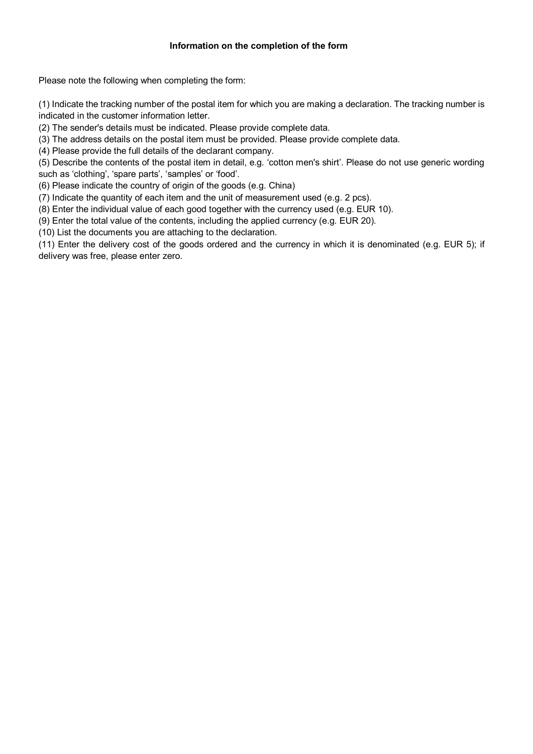**Information on the completion of the form**

Please note the following when completing the form:

(1) Indicate the tracking number of the postal item for which you are making a declaration. The tracking number is indicated in the customer information letter.
(2) The sender's details must be indicated. Please provide complete data.
(3) The address details on the postal item must be provided. Please provide complete data.
(4) Please provide the full details of the declarant company.
(5) Describe the contents of the postal item in detail, e.g. 'cotton men's shirt'. Please do not use generic wording such as 'clothing', 'spare parts', 'samples' or 'food'.
(6) Please indicate the country of origin of the goods (e.g. China)
(7) Indicate the quantity of each item and the unit of measurement used (e.g. 2 pcs).
(8) Enter the individual value of each good together with the currency used (e.g. EUR 10).
(9) Enter the total value of the contents, including the applied currency (e.g. EUR 20).
(10) List the documents you are attaching to the declaration.
(11) Enter the delivery cost of the goods ordered and the currency in which it is denominated (e.g. EUR 5); if delivery was free, please enter zero.